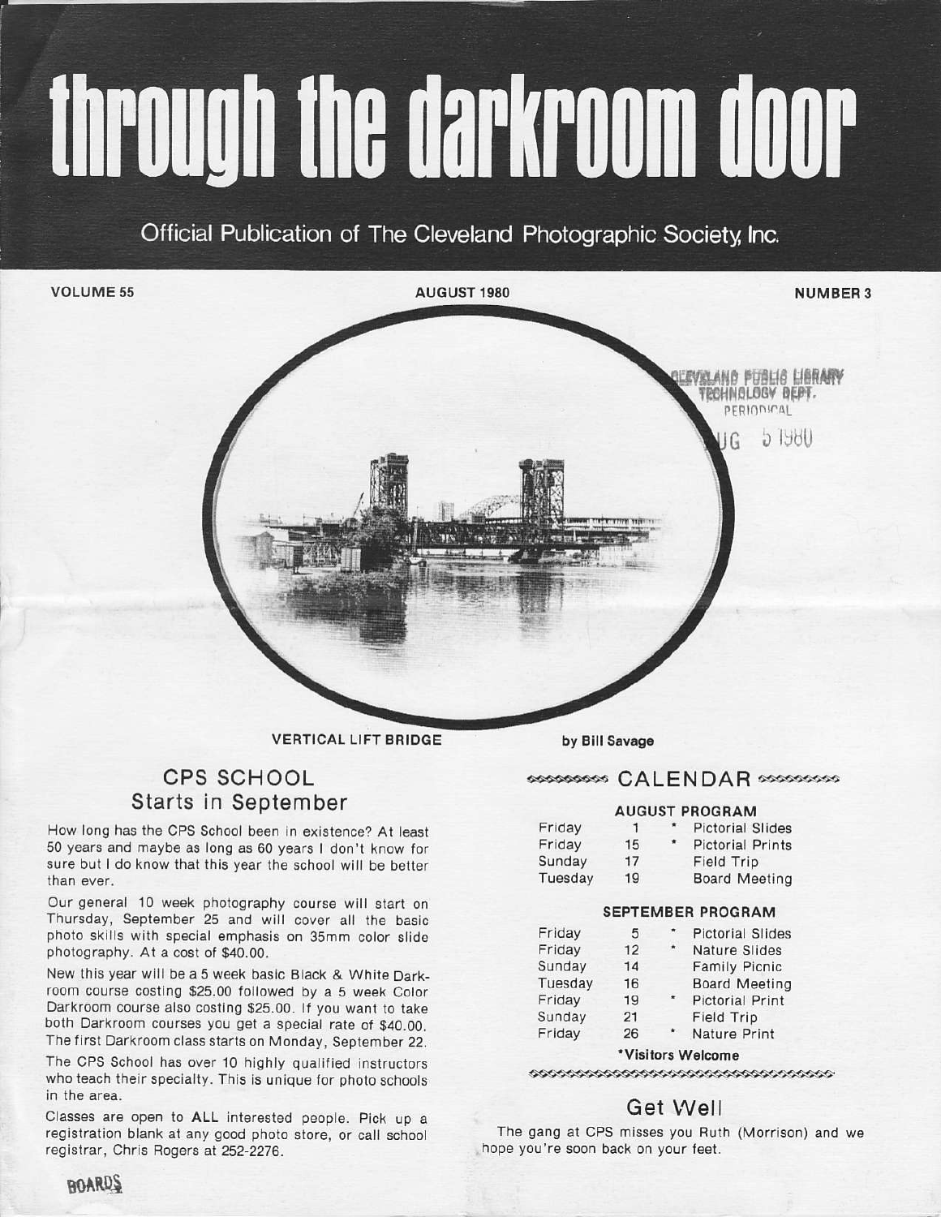# through the darkroom door

Official Publication of The Cleveland Photographic Society, Inc.

VOLUME 55 — AUGUST 1980 — NUMBER 3

CLEVELAND PUBLIC LIBRARY TECHNOLOGY DEPT. PERIODICAL AUG 5 1980

**VERTICAL LIFT BRIDGE** — **by Bill Savage**

## CPS SCHOOL Starts in September

How long has the CPS School been in existence? At least 50 years and maybe as long as 60 years I don't know for sure but I do know that this year the school will be better than ever.

Our general 10 week photography course will start on Thursday, September 25 and will cover all the basic photo skills with special emphasis on 35mm color slide photography. At a cost of $40.00.

New this year will be a 5 week basic Black & White Darkroom course costing $25.00 followed by a 5 week Color Darkroom course also costing $25.00. If you want to take both Darkroom courses you get a special rate of $40.00. The first Darkroom class starts on Monday, September 22.

The CPS School has over 10 highly qualified instructors who teach their specialty. This is unique for photo schools in the area.

Classes are open to **ALL** interested people. Pick up a registration blank at any good photo store, or call school registrar, Chris Rogers at 252-2276.

BOARDS

## CALENDAR

**AUGUST PROGRAM**

| Day | Date | | Event |
|---|---|---|---|
| Friday | 1 | * | Pictorial Slides |
| Friday | 15 | * | Pictorial Prints |
| Sunday | 17 | | Field Trip |
| Tuesday | 19 | | Board Meeting |

**SEPTEMBER PROGRAM**

| Day | Date | | Event |
|---|---|---|---|
| Friday | 5 | * | Pictorial Slides |
| Friday | 12 | * | Nature Slides |
| Sunday | 14 | | Family Picnic |
| Tuesday | 16 | | Board Meeting |
| Friday | 19 | * | Pictorial Print |
| Sunday | 21 | | Field Trip |
| Friday | 26 | * | Nature Print |

**\*Visitors Welcome**

## Get Well

The gang at CPS misses you Ruth (Morrison) and we hope you're soon back on your feet.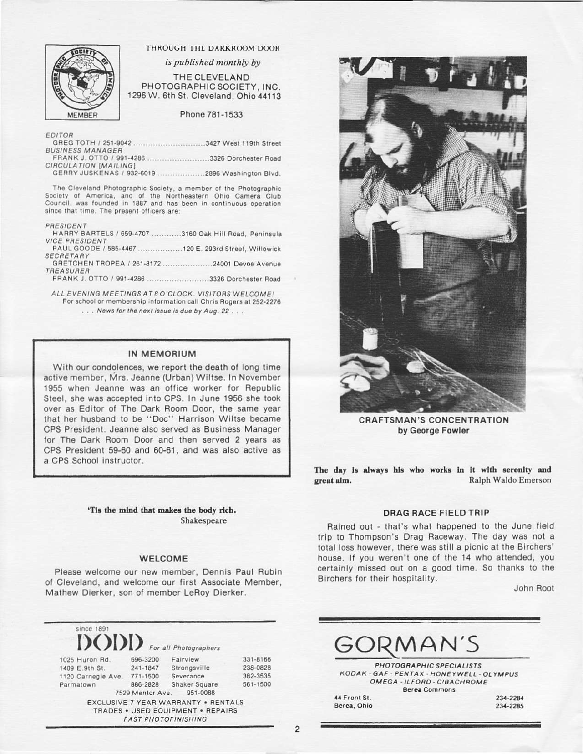THROUGH THE DARKROOM DOOR

*is published monthly by*

THE CLEVELAND PHOTOGRAPHIC SOCIETY, INC.
1296 W. 6th St. Cleveland, Ohio 44113

Phone 781-1533

*EDITOR*
GREG TOTH / 251-9042 ............................ 3427 West 119th Street
*BUSINESS MANAGER*
FRANK J. OTTO / 991-4286 ........................ 3326 Dorchester Road
*CIRCULATION [MAILING]*
GERRY JUSKENAS / 932-6019 .................. 2896 Washington Blvd.

The Cleveland Photographic Society, a member of the Photographic Society of America, and of the Northeastern Ohio Camera Club Council, was founded in 1887 and has been in continuous operation since that time. The present officers are:

*PRESIDENT*
HARRY BARTELS / 659-4707 ........... 3160 Oak Hill Road, Peninsula
*VICE PRESIDENT*
PAUL GOODE / 585-4467 ................. 120 E. 293rd Street, Willowick
*SECRETARY*
GRETCHEN TROPEA / 261-8172 ................... 24001 Devoe Avenue
*TREASURER*
FRANK J. OTTO / 991-4286 ........................ 3326 Dorchester Road

*ALL EVENING MEETINGS AT 8 O'CLOCK. VISITORS WELCOME!*
For school or membership information call Chris Rogers at 252-2276
*. . . News for the next issue is due by Aug. 22 . . .*

## IN MEMORIUM

With our condolences, we report the death of long time active member, Mrs. Jeanne (Urban) Wiltse. In November 1955 when Jeanne was an office worker for Republic Steel, she was accepted into CPS. In June 1956 she took over as Editor of The Dark Room Door, the same year that her husband to be "Doc" Harrison Wiltse became CPS President. Jeanne also served as Business Manager for The Dark Room Door and then served 2 years as CPS President 59-60 and 60-61, and was also active as a CPS School instructor.

**'Tis the mind that makes the body rich.**
Shakespeare

## WELCOME

Please welcome our new member, Dennis Paul Rubin of Cleveland, and welcome our first Associate Member, Mathew Dierker, son of member LeRoy Dierker.

since 1891
**DODD** *For all Photographers*

| | | | |
|---|---|---|---|
| 1025 Huron Rd. | 696-3200 | Fairview | 331-8166 |
| 1409 E.9th St. | 241-1847 | Strongsville | 238-0828 |
| 1120 Carnegie Ave. | 771-1500 | Severance | 382-3535 |
| Parmatown | 886-2828 | Shaker Square | 561-1500 |

7529 Mentor Ave. 951-0088

EXCLUSIVE 7 YEAR WARRANTY • RENTALS
TRADES • USED EQUIPMENT • REPAIRS
*FAST PHOTOFINISHING*

**CRAFTSMAN'S CONCENTRATION**
**by George Fowler**

**The day is always his who works in it with serenity and great aim.** Ralph Waldo Emerson

## DRAG RACE FIELD TRIP

Rained out - that's what happened to the June field trip to Thompson's Drag Raceway. The day was not a total loss however, there was still a picnic at the Birchers' house. If you weren't one of the 14 who attended, you certainly missed out on a good time. So thanks to the Birchers for their hospitality.

John Root

# GORMAN'S

*PHOTOGRAPHIC SPECIALISTS*
*KODAK - GAF - PENTAX - HONEYWELL - OLYMPUS*
*OMEGA - ILFORD - CIBACHROME*
Berea Commons

44 Front St. 234-2284
Berea, Ohio 234-2285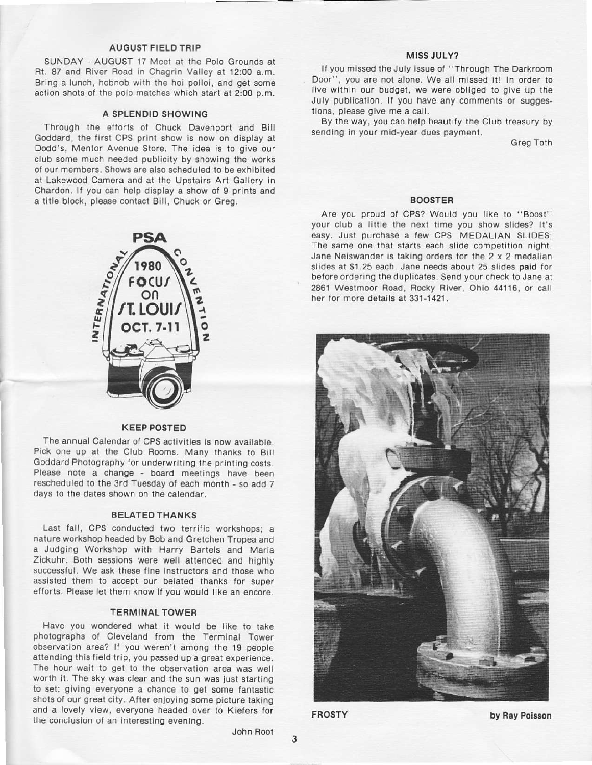## AUGUST FIELD TRIP

SUNDAY - AUGUST 17 Meet at the Polo Grounds at Rt. 87 and River Road in Chagrin Valley at 12:00 a.m. Bring a lunch, hobnob with the hoi polloi, and get some action shots of the polo matches which start at 2:00 p.m.

## A SPLENDID SHOWING

Through the efforts of Chuck Davenport and Bill Goddard, the first CPS print show is now on display at Dodd's, Mentor Avenue Store. The idea is to give our club some much needed publicity by showing the works of our members. Shows are also scheduled to be exhibited at Lakewood Camera and at the Upstairs Art Gallery in Chardon. If you can help display a show of 9 prints and a title block, please contact Bill, Chuck or Greg.

PSA 1980 INTERNATIONAL CONVENTION FOCUS ON ST. LOUIS OCT. 7-11

## KEEP POSTED

The annual Calendar of CPS activities is now available. Pick one up at the Club Rooms. Many thanks to Bill Goddard Photography for underwriting the printing costs. Please note a change - board meetings have been rescheduled to the 3rd Tuesday of each month - so add 7 days to the dates shown on the calendar.

## BELATED THANKS

Last fall, CPS conducted two terrific workshops; a nature workshop headed by Bob and Gretchen Tropea and a Judging Workshop with Harry Bartels and Maria Zickuhr. Both sessions were well attended and highly successful. We ask these fine instructors and those who assisted them to accept our belated thanks for super efforts. Please let them know if you would like an encore.

## TERMINAL TOWER

Have you wondered what it would be like to take photographs of Cleveland from the Terminal Tower observation area? If you weren't among the 19 people attending this field trip, you passed up a great experience. The hour wait to get to the observation area was well worth it. The sky was clear and the sun was just starting to set; giving everyone a chance to get some fantastic shots of our great city. After enjoying some picture taking and a lovely view, everyone headed over to Kiefers for the conclusion of an interesting evening.

John Root

## MISS JULY?

If you missed the July issue of "Through The Darkroom Door", you are not alone. We all missed it! In order to live within our budget, we were obliged to give up the July publication. If you have any comments or suggestions, please give me a call.

By the way, you can help beautify the Club treasury by sending in your mid-year dues payment.

Greg Toth

## BOOSTER

Are you proud of CPS? Would you like to "Boost" your club a little the next time you show slides? It's easy. Just purchase a few CPS MEDALIAN SLIDES; The same one that starts each slide competition night. Jane Neiswander is taking orders for the 2 x 2 medalian slides at $1.25 each. Jane needs about 25 slides **paid** for before ordering the duplicates. Send your check to Jane at 2861 Westmoor Road, Rocky River, Ohio 44116, or call her for more details at 331-1421.

**FROSTY** **by Ray Poisson**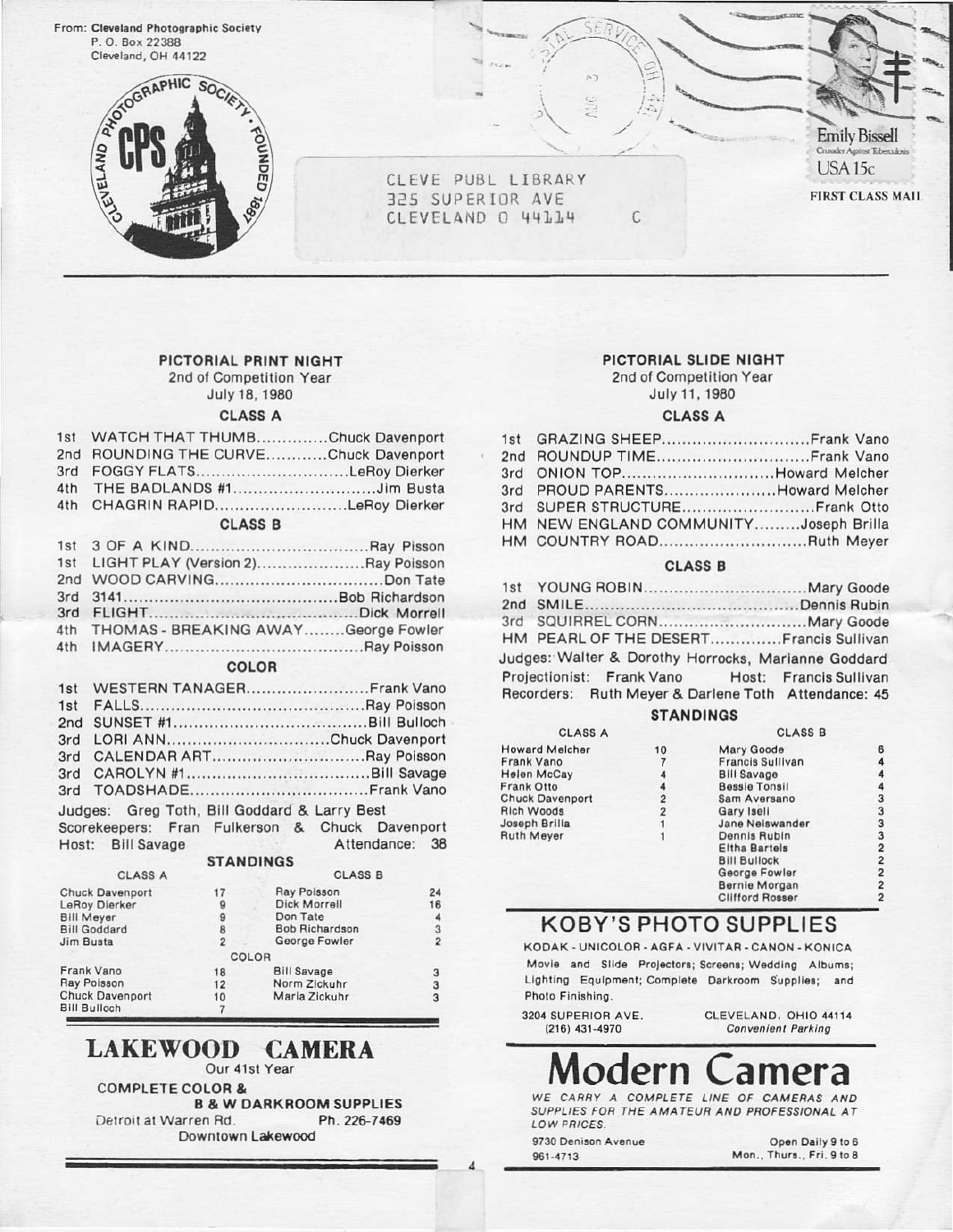From: Cleveland Photographic Society
P. O. Box 22388
Cleveland, OH 44122

CLEVELAND PHOTOGRAPHIC SOCIETY · CPS · FOUNDED 1887

CLEVE PUBL LIBRARY
325 SUPERIOR AVE
CLEVELAND O 44114 C

Emily Bissell
Crusader Against Tuberculosis
USA 15c

FIRST CLASS MAIL

## PICTORIAL PRINT NIGHT

2nd of Competition Year
July 18, 1980

### CLASS A

| | | |
|---|---|---|
| 1st | WATCH THAT THUMB | Chuck Davenport |
| 2nd | ROUNDING THE CURVE | Chuck Davenport |
| 3rd | FOGGY FLATS | LeRoy Dierker |
| 4th | THE BADLANDS #1 | Jim Busta |
| 4th | CHAGRIN RAPID | LeRoy Dierker |

### CLASS B

| | | |
|---|---|---|
| 1st | 3 OF A KIND | Ray Pisson |
| 1st | LIGHT PLAY (Version 2) | Ray Poisson |
| 2nd | WOOD CARVING | Don Tate |
| 3rd | 3141 | Bob Richardson |
| 3rd | FLIGHT | Dick Morrell |
| 4th | THOMAS - BREAKING AWAY | George Fowler |
| 4th | IMAGERY | Ray Poisson |

### COLOR

| | | |
|---|---|---|
| 1st | WESTERN TANAGER | Frank Vano |
| 1st | FALLS | Ray Poisson |
| 2nd | SUNSET #1 | Bill Bulloch |
| 3rd | LORI ANN | Chuck Davenport |
| 3rd | CALENDAR ART | Ray Poisson |
| 3rd | CAROLYN #1 | Bill Savage |
| 3rd | TOADSHADE | Frank Vano |

Judges: Greg Toth, Bill Goddard & Larry Best
Scorekeepers: Fran Fulkerson & Chuck Davenport
Host: Bill Savage Attendance: 38

### STANDINGS

| CLASS A | | CLASS B | |
|---|---|---|---|
| Chuck Davenport | 17 | Ray Poisson | 24 |
| LeRoy Dierker | 9 | Dick Morrell | 16 |
| Bill Meyer | 9 | Don Tate | 4 |
| Bill Goddard | 8 | Bob Richardson | 3 |
| Jim Busta | 2 | George Fowler | 2 |

COLOR

| | | | |
|---|---|---|---|
| Frank Vano | 18 | Bill Savage | 3 |
| Ray Poisson | 12 | Norm Zickuhr | 3 |
| Chuck Davenport | 10 | Maria Zickuhr | 3 |
| Bill Bulloch | 7 | | |

## LAKEWOOD CAMERA

Our 41st Year

COMPLETE COLOR &
B & W DARKROOM SUPPLIES

Detroit at Warren Rd. Ph. 226-7469
Downtown Lakewood

## PICTORIAL SLIDE NIGHT

2nd of Competition Year
July 11, 1980

### CLASS A

| | | |
|---|---|---|
| 1st | GRAZING SHEEP | Frank Vano |
| 2nd | ROUNDUP TIME | Frank Vano |
| 3rd | ONION TOP | Howard Melcher |
| 3rd | PROUD PARENTS | Howard Melcher |
| 3rd | SUPER STRUCTURE | Frank Otto |
| HM | NEW ENGLAND COMMUNITY | Joseph Brilla |
| HM | COUNTRY ROAD | Ruth Meyer |

### CLASS B

| | | |
|---|---|---|
| 1st | YOUNG ROBIN | Mary Goode |
| 2nd | SMILE | Dennis Rubin |
| 3rd | SQUIRREL CORN | Mary Goode |
| HM | PEARL OF THE DESERT | Francis Sullivan |

Judges: Walter & Dorothy Horrocks, Marianne Goddard
Projectionist: Frank Vano Host: Francis Sullivan
Recorders: Ruth Meyer & Darlene Toth Attendance: 45

### STANDINGS

| CLASS A | | CLASS B | |
|---|---|---|---|
| Howard Melcher | 10 | Mary Goode | 6 |
| Frank Vano | 7 | Francis Sullivan | 4 |
| Helen McCay | 4 | Bill Savage | 4 |
| Frank Otto | 4 | Bessie Tonsil | 4 |
| Chuck Davenport | 2 | Sam Aversano | 3 |
| Rich Woods | 2 | Gary Iseli | 3 |
| Joseph Brilla | 1 | Jane Neiswander | 3 |
| Ruth Meyer | 1 | Dennis Rubin | 3 |
| | | Eltha Bartels | 2 |
| | | Bill Bullock | 2 |
| | | George Fowler | 2 |
| | | Bernie Morgan | 2 |
| | | Clifford Rosser | 2 |

## KOBY'S PHOTO SUPPLIES

KODAK - UNICOLOR - AGFA - VIVITAR - CANON - KONICA

Movie and Slide Projectors; Screens; Wedding Albums; Lighting Equipment; Complete Darkroom Supplies; and Photo Finishing.

3204 SUPERIOR AVE. CLEVELAND, OHIO 44114
(216) 431-4970 *Convenient Parking*

## Modern Camera

*WE CARRY A COMPLETE LINE OF CAMERAS AND SUPPLIES FOR THE AMATEUR AND PROFESSIONAL AT LOW PRICES.*

9730 Denison Avenue Open Daily 9 to 6
961-4713 Mon., Thurs., Fri. 9 to 8